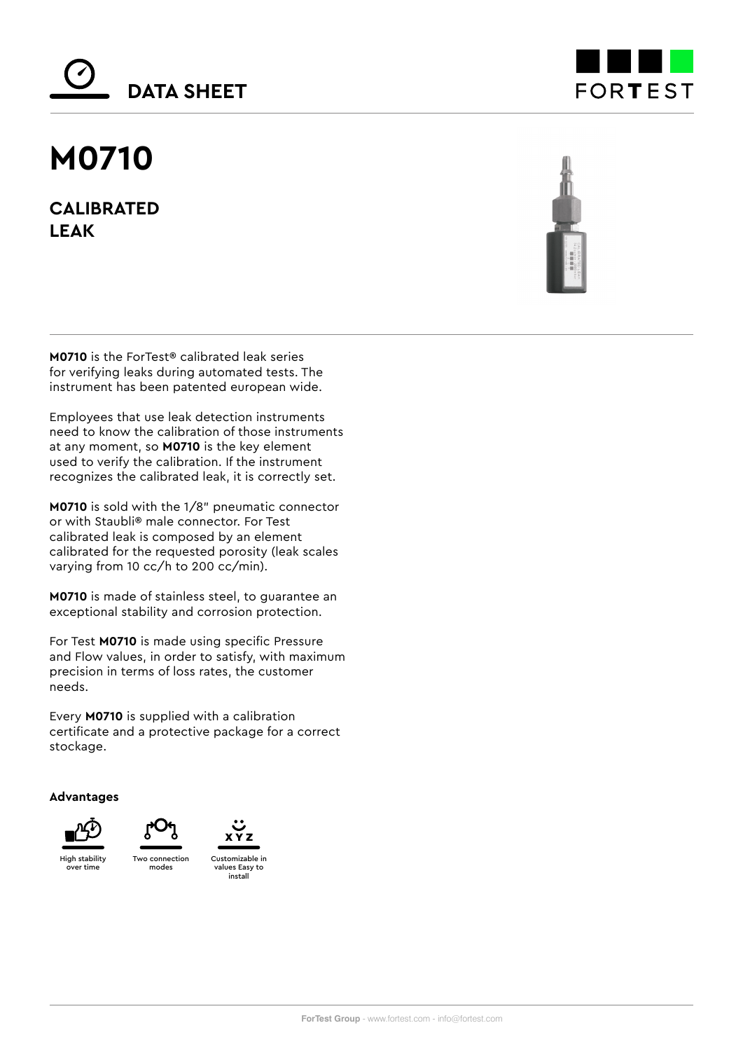DATA SHEET

# M0710

## CALIBRATED LEAK

**M0710** is the ForTest® calibrated leak series for verifying leaks during automated tests. The instrument has been patented european wide.

Employees that use leak detection instruments need to know the calibration of those instruments at any moment, so **M0710** is the key element used to verify the calibration. If the instrument recognizes the calibrated leak, it is correctly set.

**M0710** is sold with the 1/8" pneumatic connector or with Staubli® male connector. For Test calibrated leak is composed by an element calibrated for the requested porosity (leak scales varying from 10 cc/h to 200 cc/min).

**M0710** is made of stainless steel, to guarantee an exceptional stability and corrosion protection.

For Test **M0710** is made using specific Pressure and Flow values, in order to satisfy, with maximum precision in terms of loss rates, the customer needs.

Every **M0710** is supplied with a calibration certificate and a protective package for a correct stockage.

**Advantages**

- High stability over time
- Two connection modes
- Customizable in values Easy to install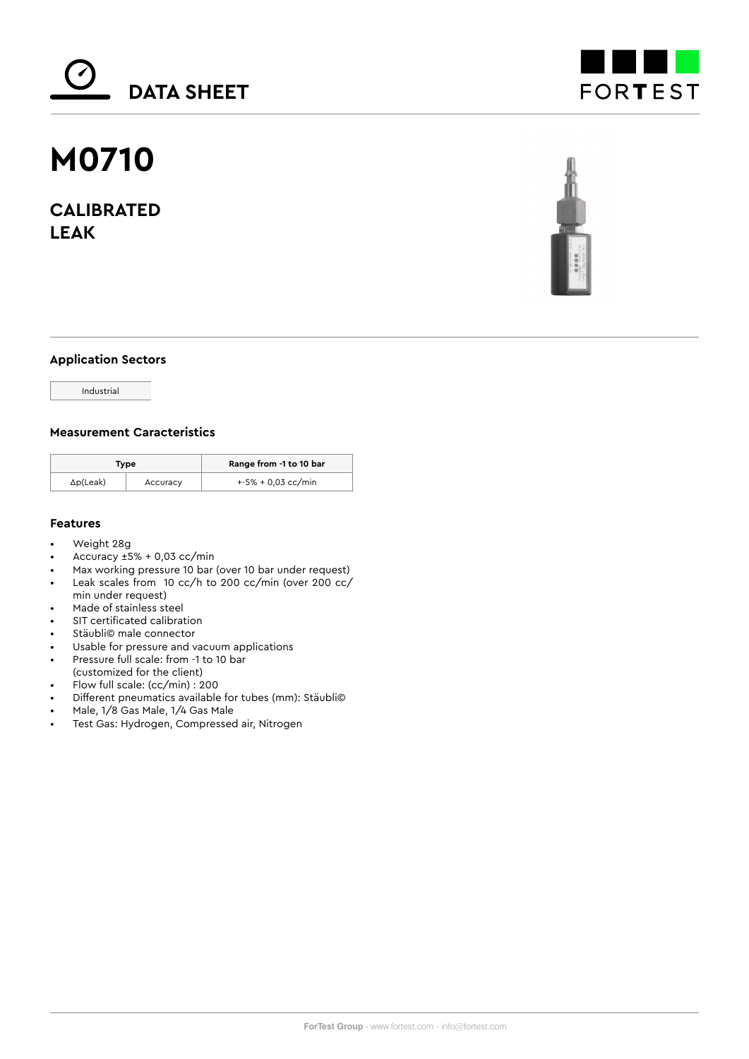DATA SHEET

# M0710

## CALIBRATED LEAK

### Application Sectors

Industrial

### Measurement Caracteristics

| Type | | Range from -1 to 10 bar |
|---|---|---|
| Δp(Leak) | Accuracy | +-5% + 0,03 cc/min |

### Features

- Weight 28g
- Accuracy ±5% + 0,03 cc/min
- Max working pressure 10 bar (over 10 bar under request)
- Leak scales from 10 cc/h to 200 cc/min (over 200 cc/min under request)
- Made of stainless steel
- SIT certificated calibration
- Stäubli© male connector
- Usable for pressure and vacuum applications
- Pressure full scale: from -1 to 10 bar (customized for the client)
- Flow full scale: (cc/min) : 200
- Different pneumatics available for tubes (mm): Stäubli©
- Male, 1/8 Gas Male, 1/4 Gas Male
- Test Gas: Hydrogen, Compressed air, Nitrogen